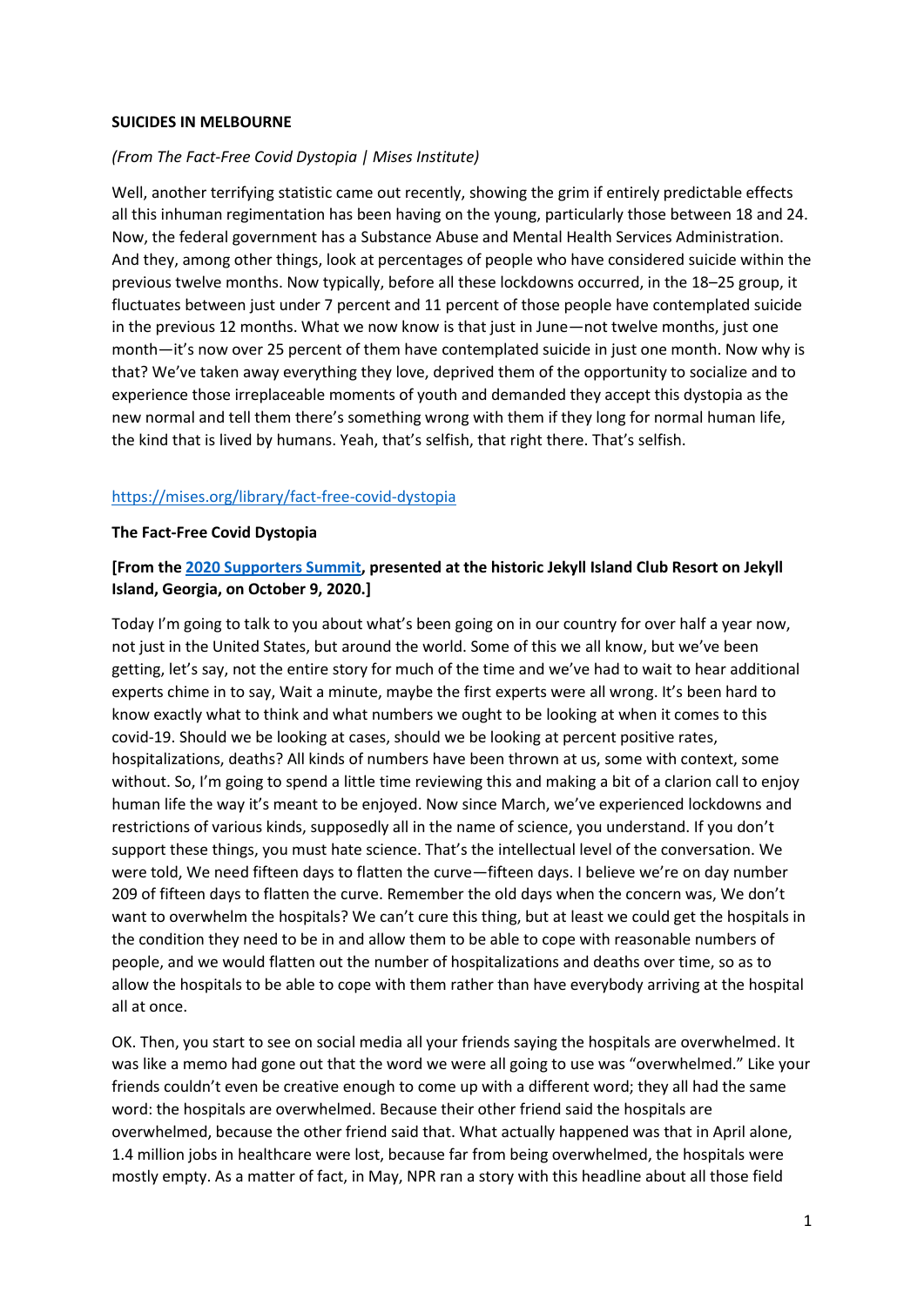**SUICIDES IN MELBOURNE**

*(From The Fact-Free Covid Dystopia | Mises Institute)*

Well, another terrifying statistic came out recently, showing the grim if entirely predictable effects all this inhuman regimentation has been having on the young, particularly those between 18 and 24. Now, the federal government has a Substance Abuse and Mental Health Services Administration. And they, among other things, look at percentages of people who have considered suicide within the previous twelve months. Now typically, before all these lockdowns occurred, in the 18–25 group, it fluctuates between just under 7 percent and 11 percent of those people have contemplated suicide in the previous 12 months. What we now know is that just in June—not twelve months, just one month—it's now over 25 percent of them have contemplated suicide in just one month. Now why is that? We've taken away everything they love, deprived them of the opportunity to socialize and to experience those irreplaceable moments of youth and demanded they accept this dystopia as the new normal and tell them there's something wrong with them if they long for normal human life, the kind that is lived by humans. Yeah, that's selfish, that right there. That's selfish.

[https://mises.org/library/fact-free-covid-dystopia](https://mises.org/library/fact-free-covid-dystopia)

**The Fact-Free Covid Dystopia**

**[From the 2020 Supporters Summit, presented at the historic Jekyll Island Club Resort on Jekyll Island, Georgia, on October 9, 2020.]**

Today I'm going to talk to you about what's been going on in our country for over half a year now, not just in the United States, but around the world. Some of this we all know, but we've been getting, let's say, not the entire story for much of the time and we've had to wait to hear additional experts chime in to say, Wait a minute, maybe the first experts were all wrong. It's been hard to know exactly what to think and what numbers we ought to be looking at when it comes to this covid-19. Should we be looking at cases, should we be looking at percent positive rates, hospitalizations, deaths? All kinds of numbers have been thrown at us, some with context, some without. So, I'm going to spend a little time reviewing this and making a bit of a clarion call to enjoy human life the way it's meant to be enjoyed. Now since March, we've experienced lockdowns and restrictions of various kinds, supposedly all in the name of science, you understand. If you don't support these things, you must hate science. That's the intellectual level of the conversation. We were told, We need fifteen days to flatten the curve—fifteen days. I believe we're on day number 209 of fifteen days to flatten the curve. Remember the old days when the concern was, We don't want to overwhelm the hospitals? We can't cure this thing, but at least we could get the hospitals in the condition they need to be in and allow them to be able to cope with reasonable numbers of people, and we would flatten out the number of hospitalizations and deaths over time, so as to allow the hospitals to be able to cope with them rather than have everybody arriving at the hospital all at once.

OK. Then, you start to see on social media all your friends saying the hospitals are overwhelmed. It was like a memo had gone out that the word we were all going to use was "overwhelmed." Like your friends couldn't even be creative enough to come up with a different word; they all had the same word: the hospitals are overwhelmed. Because their other friend said the hospitals are overwhelmed, because the other friend said that. What actually happened was that in April alone, 1.4 million jobs in healthcare were lost, because far from being overwhelmed, the hospitals were mostly empty. As a matter of fact, in May, NPR ran a story with this headline about all those field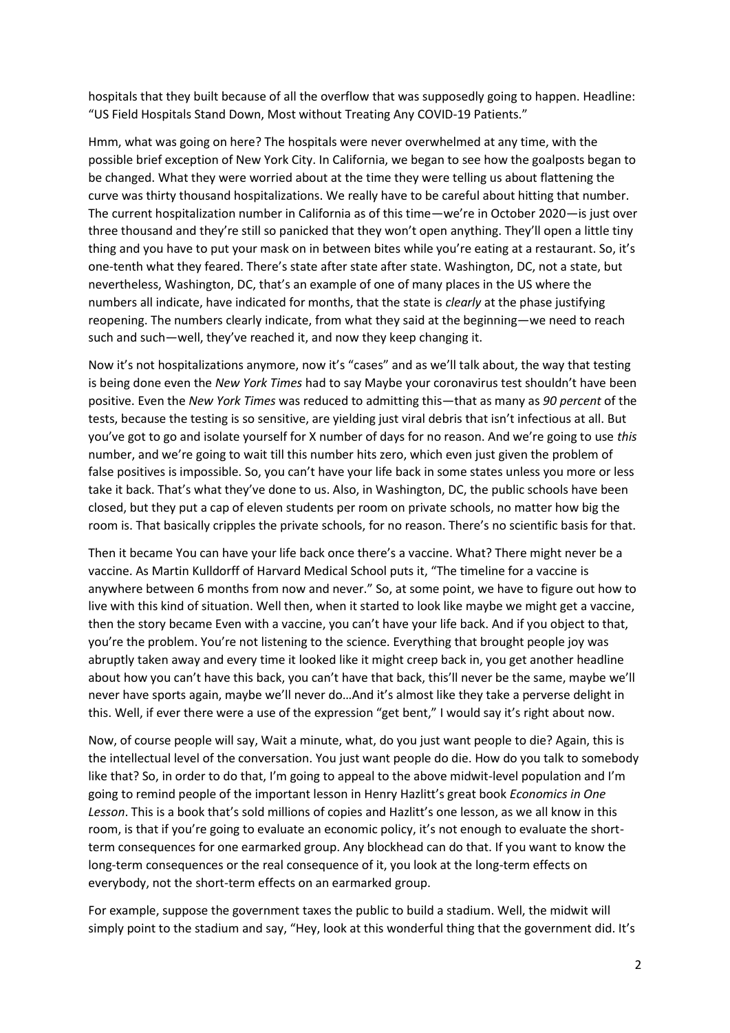hospitals that they built because of all the overflow that was supposedly going to happen. Headline: "US Field Hospitals Stand Down, Most without Treating Any COVID-19 Patients."

Hmm, what was going on here? The hospitals were never overwhelmed at any time, with the possible brief exception of New York City. In California, we began to see how the goalposts began to be changed. What they were worried about at the time they were telling us about flattening the curve was thirty thousand hospitalizations. We really have to be careful about hitting that number. The current hospitalization number in California as of this time—we're in October 2020—is just over three thousand and they're still so panicked that they won't open anything. They'll open a little tiny thing and you have to put your mask on in between bites while you're eating at a restaurant. So, it's one-tenth what they feared. There's state after state after state. Washington, DC, not a state, but nevertheless, Washington, DC, that's an example of one of many places in the US where the numbers all indicate, have indicated for months, that the state is *clearly* at the phase justifying reopening. The numbers clearly indicate, from what they said at the beginning—we need to reach such and such—well, they've reached it, and now they keep changing it.

Now it's not hospitalizations anymore, now it's "cases" and as we'll talk about, the way that testing is being done even the *New York Times* had to say Maybe your coronavirus test shouldn't have been positive. Even the *New York Times* was reduced to admitting this—that as many as *90 percent* of the tests, because the testing is so sensitive, are yielding just viral debris that isn't infectious at all. But you've got to go and isolate yourself for X number of days for no reason. And we're going to use *this* number, and we're going to wait till this number hits zero, which even just given the problem of false positives is impossible. So, you can't have your life back in some states unless you more or less take it back. That's what they've done to us. Also, in Washington, DC, the public schools have been closed, but they put a cap of eleven students per room on private schools, no matter how big the room is. That basically cripples the private schools, for no reason. There's no scientific basis for that.

Then it became You can have your life back once there's a vaccine. What? There might never be a vaccine. As Martin Kulldorff of Harvard Medical School puts it, "The timeline for a vaccine is anywhere between 6 months from now and never." So, at some point, we have to figure out how to live with this kind of situation. Well then, when it started to look like maybe we might get a vaccine, then the story became Even with a vaccine, you can't have your life back. And if you object to that, you're the problem. You're not listening to the science. Everything that brought people joy was abruptly taken away and every time it looked like it might creep back in, you get another headline about how you can't have this back, you can't have that back, this'll never be the same, maybe we'll never have sports again, maybe we'll never do…And it's almost like they take a perverse delight in this. Well, if ever there were a use of the expression "get bent," I would say it's right about now.

Now, of course people will say, Wait a minute, what, do you just want people to die? Again, this is the intellectual level of the conversation. You just want people do die. How do you talk to somebody like that? So, in order to do that, I'm going to appeal to the above midwit-level population and I'm going to remind people of the important lesson in Henry Hazlitt's great book *Economics in One Lesson*. This is a book that's sold millions of copies and Hazlitt's one lesson, as we all know in this room, is that if you're going to evaluate an economic policy, it's not enough to evaluate the short-term consequences for one earmarked group. Any blockhead can do that. If you want to know the long-term consequences or the real consequence of it, you look at the long-term effects on everybody, not the short-term effects on an earmarked group.

For example, suppose the government taxes the public to build a stadium. Well, the midwit will simply point to the stadium and say, "Hey, look at this wonderful thing that the government did. It's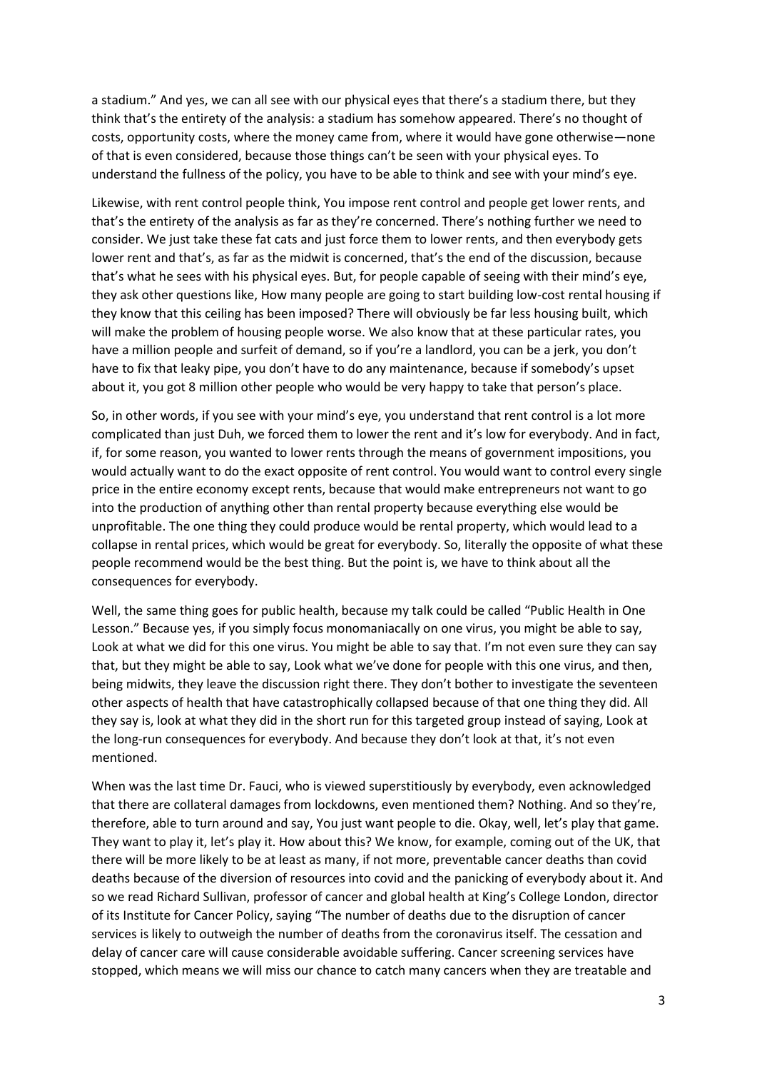a stadium." And yes, we can all see with our physical eyes that there's a stadium there, but they think that's the entirety of the analysis: a stadium has somehow appeared. There's no thought of costs, opportunity costs, where the money came from, where it would have gone otherwise—none of that is even considered, because those things can't be seen with your physical eyes. To understand the fullness of the policy, you have to be able to think and see with your mind's eye.

Likewise, with rent control people think, You impose rent control and people get lower rents, and that's the entirety of the analysis as far as they're concerned. There's nothing further we need to consider. We just take these fat cats and just force them to lower rents, and then everybody gets lower rent and that's, as far as the midwit is concerned, that's the end of the discussion, because that's what he sees with his physical eyes. But, for people capable of seeing with their mind's eye, they ask other questions like, How many people are going to start building low-cost rental housing if they know that this ceiling has been imposed? There will obviously be far less housing built, which will make the problem of housing people worse. We also know that at these particular rates, you have a million people and surfeit of demand, so if you're a landlord, you can be a jerk, you don't have to fix that leaky pipe, you don't have to do any maintenance, because if somebody's upset about it, you got 8 million other people who would be very happy to take that person's place.

So, in other words, if you see with your mind's eye, you understand that rent control is a lot more complicated than just Duh, we forced them to lower the rent and it's low for everybody. And in fact, if, for some reason, you wanted to lower rents through the means of government impositions, you would actually want to do the exact opposite of rent control. You would want to control every single price in the entire economy except rents, because that would make entrepreneurs not want to go into the production of anything other than rental property because everything else would be unprofitable. The one thing they could produce would be rental property, which would lead to a collapse in rental prices, which would be great for everybody. So, literally the opposite of what these people recommend would be the best thing. But the point is, we have to think about all the consequences for everybody.

Well, the same thing goes for public health, because my talk could be called "Public Health in One Lesson." Because yes, if you simply focus monomaniacally on one virus, you might be able to say, Look at what we did for this one virus. You might be able to say that. I'm not even sure they can say that, but they might be able to say, Look what we've done for people with this one virus, and then, being midwits, they leave the discussion right there. They don't bother to investigate the seventeen other aspects of health that have catastrophically collapsed because of that one thing they did. All they say is, look at what they did in the short run for this targeted group instead of saying, Look at the long-run consequences for everybody. And because they don't look at that, it's not even mentioned.

When was the last time Dr. Fauci, who is viewed superstitiously by everybody, even acknowledged that there are collateral damages from lockdowns, even mentioned them? Nothing. And so they're, therefore, able to turn around and say, You just want people to die. Okay, well, let's play that game. They want to play it, let's play it. How about this? We know, for example, coming out of the UK, that there will be more likely to be at least as many, if not more, preventable cancer deaths than covid deaths because of the diversion of resources into covid and the panicking of everybody about it. And so we read Richard Sullivan, professor of cancer and global health at King's College London, director of its Institute for Cancer Policy, saying "The number of deaths due to the disruption of cancer services is likely to outweigh the number of deaths from the coronavirus itself. The cessation and delay of cancer care will cause considerable avoidable suffering. Cancer screening services have stopped, which means we will miss our chance to catch many cancers when they are treatable and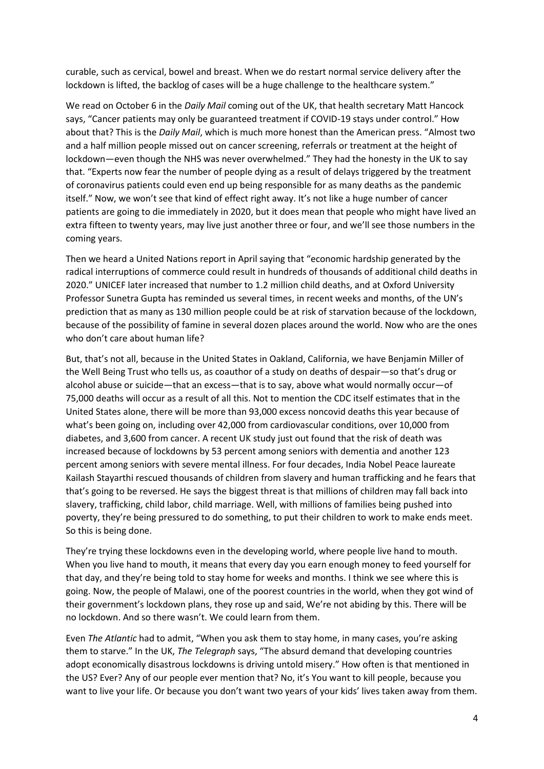curable, such as cervical, bowel and breast. When we do restart normal service delivery after the lockdown is lifted, the backlog of cases will be a huge challenge to the healthcare system."

We read on October 6 in the *Daily Mail* coming out of the UK, that health secretary Matt Hancock says, "Cancer patients may only be guaranteed treatment if COVID-19 stays under control." How about that? This is the *Daily Mail*, which is much more honest than the American press. "Almost two and a half million people missed out on cancer screening, referrals or treatment at the height of lockdown—even though the NHS was never overwhelmed." They had the honesty in the UK to say that. "Experts now fear the number of people dying as a result of delays triggered by the treatment of coronavirus patients could even end up being responsible for as many deaths as the pandemic itself." Now, we won't see that kind of effect right away. It's not like a huge number of cancer patients are going to die immediately in 2020, but it does mean that people who might have lived an extra fifteen to twenty years, may live just another three or four, and we'll see those numbers in the coming years.

Then we heard a United Nations report in April saying that "economic hardship generated by the radical interruptions of commerce could result in hundreds of thousands of additional child deaths in 2020." UNICEF later increased that number to 1.2 million child deaths, and at Oxford University Professor Sunetra Gupta has reminded us several times, in recent weeks and months, of the UN's prediction that as many as 130 million people could be at risk of starvation because of the lockdown, because of the possibility of famine in several dozen places around the world. Now who are the ones who don't care about human life?

But, that's not all, because in the United States in Oakland, California, we have Benjamin Miller of the Well Being Trust who tells us, as coauthor of a study on deaths of despair—so that's drug or alcohol abuse or suicide—that an excess—that is to say, above what would normally occur—of 75,000 deaths will occur as a result of all this. Not to mention the CDC itself estimates that in the United States alone, there will be more than 93,000 excess noncovid deaths this year because of what's been going on, including over 42,000 from cardiovascular conditions, over 10,000 from diabetes, and 3,600 from cancer. A recent UK study just out found that the risk of death was increased because of lockdowns by 53 percent among seniors with dementia and another 123 percent among seniors with severe mental illness. For four decades, India Nobel Peace laureate Kailash Stayarthi rescued thousands of children from slavery and human trafficking and he fears that that's going to be reversed. He says the biggest threat is that millions of children may fall back into slavery, trafficking, child labor, child marriage. Well, with millions of families being pushed into poverty, they're being pressured to do something, to put their children to work to make ends meet. So this is being done.

They're trying these lockdowns even in the developing world, where people live hand to mouth. When you live hand to mouth, it means that every day you earn enough money to feed yourself for that day, and they're being told to stay home for weeks and months. I think we see where this is going. Now, the people of Malawi, one of the poorest countries in the world, when they got wind of their government's lockdown plans, they rose up and said, We're not abiding by this. There will be no lockdown. And so there wasn't. We could learn from them.

Even *The Atlantic* had to admit, "When you ask them to stay home, in many cases, you're asking them to starve." In the UK, *The Telegraph* says, "The absurd demand that developing countries adopt economically disastrous lockdowns is driving untold misery." How often is that mentioned in the US? Ever? Any of our people ever mention that? No, it's You want to kill people, because you want to live your life. Or because you don't want two years of your kids' lives taken away from them.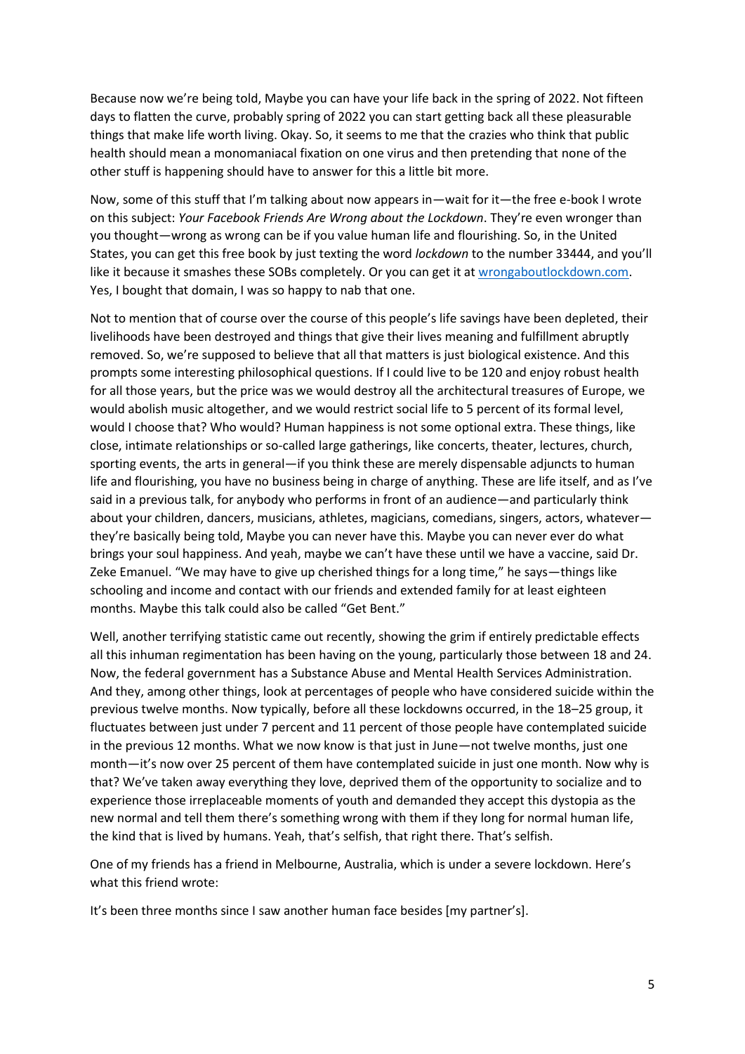Because now we're being told, Maybe you can have your life back in the spring of 2022. Not fifteen days to flatten the curve, probably spring of 2022 you can start getting back all these pleasurable things that make life worth living. Okay. So, it seems to me that the crazies who think that public health should mean a monomaniacal fixation on one virus and then pretending that none of the other stuff is happening should have to answer for this a little bit more.

Now, some of this stuff that I'm talking about now appears in—wait for it—the free e-book I wrote on this subject: *Your Facebook Friends Are Wrong about the Lockdown*. They're even wronger than you thought—wrong as wrong can be if you value human life and flourishing. So, in the United States, you can get this free book by just texting the word *lockdown* to the number 33444, and you'll like it because it smashes these SOBs completely. Or you can get it at [wrongaboutlockdown.com](wrongaboutlockdown.com). Yes, I bought that domain, I was so happy to nab that one.

Not to mention that of course over the course of this people's life savings have been depleted, their livelihoods have been destroyed and things that give their lives meaning and fulfillment abruptly removed. So, we're supposed to believe that all that matters is just biological existence. And this prompts some interesting philosophical questions. If I could live to be 120 and enjoy robust health for all those years, but the price was we would destroy all the architectural treasures of Europe, we would abolish music altogether, and we would restrict social life to 5 percent of its formal level, would I choose that? Who would? Human happiness is not some optional extra. These things, like close, intimate relationships or so-called large gatherings, like concerts, theater, lectures, church, sporting events, the arts in general—if you think these are merely dispensable adjuncts to human life and flourishing, you have no business being in charge of anything. These are life itself, and as I've said in a previous talk, for anybody who performs in front of an audience—and particularly think about your children, dancers, musicians, athletes, magicians, comedians, singers, actors, whatever—they're basically being told, Maybe you can never have this. Maybe you can never ever do what brings your soul happiness. And yeah, maybe we can't have these until we have a vaccine, said Dr. Zeke Emanuel. "We may have to give up cherished things for a long time," he says—things like schooling and income and contact with our friends and extended family for at least eighteen months. Maybe this talk could also be called "Get Bent."

Well, another terrifying statistic came out recently, showing the grim if entirely predictable effects all this inhuman regimentation has been having on the young, particularly those between 18 and 24. Now, the federal government has a Substance Abuse and Mental Health Services Administration. And they, among other things, look at percentages of people who have considered suicide within the previous twelve months. Now typically, before all these lockdowns occurred, in the 18–25 group, it fluctuates between just under 7 percent and 11 percent of those people have contemplated suicide in the previous 12 months. What we now know is that just in June—not twelve months, just one month—it's now over 25 percent of them have contemplated suicide in just one month. Now why is that? We've taken away everything they love, deprived them of the opportunity to socialize and to experience those irreplaceable moments of youth and demanded they accept this dystopia as the new normal and tell them there's something wrong with them if they long for normal human life, the kind that is lived by humans. Yeah, that's selfish, that right there. That's selfish.

One of my friends has a friend in Melbourne, Australia, which is under a severe lockdown. Here's what this friend wrote:

It's been three months since I saw another human face besides [my partner's].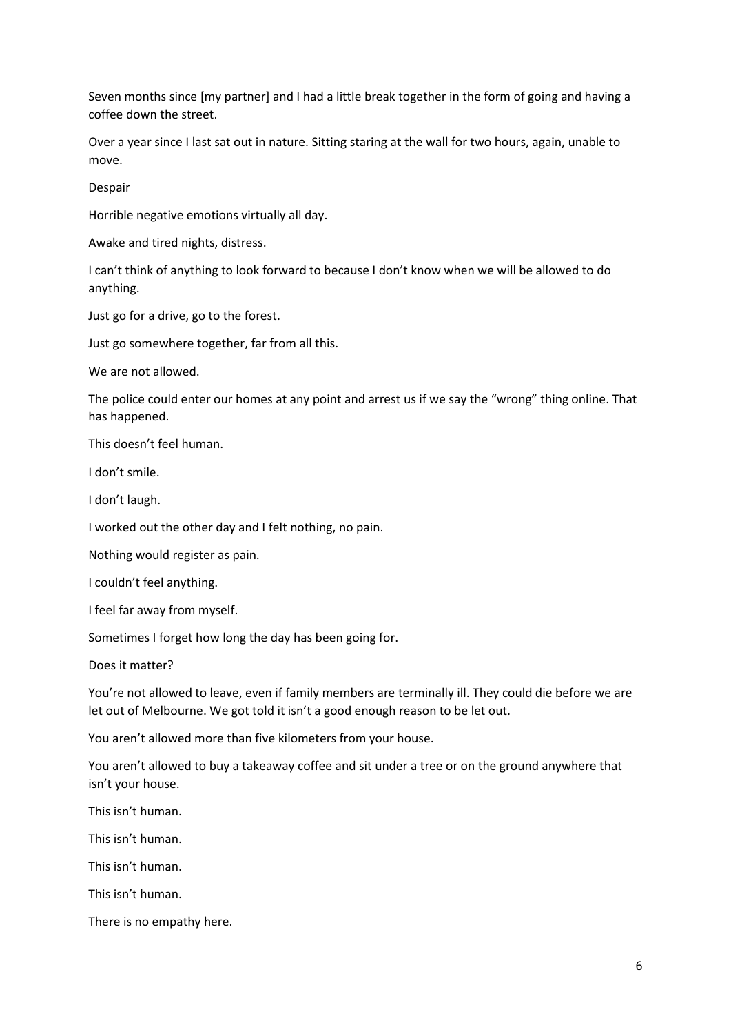Seven months since [my partner] and I had a little break together in the form of going and having a coffee down the street.

Over a year since I last sat out in nature. Sitting staring at the wall for two hours, again, unable to move.

Despair

Horrible negative emotions virtually all day.

Awake and tired nights, distress.

I can't think of anything to look forward to because I don't know when we will be allowed to do anything.

Just go for a drive, go to the forest.

Just go somewhere together, far from all this.

We are not allowed.

The police could enter our homes at any point and arrest us if we say the "wrong" thing online. That has happened.

This doesn't feel human.

I don't smile.

I don't laugh.

I worked out the other day and I felt nothing, no pain.

Nothing would register as pain.

I couldn't feel anything.

I feel far away from myself.

Sometimes I forget how long the day has been going for.

Does it matter?

You're not allowed to leave, even if family members are terminally ill. They could die before we are let out of Melbourne. We got told it isn't a good enough reason to be let out.

You aren't allowed more than five kilometers from your house.

You aren't allowed to buy a takeaway coffee and sit under a tree or on the ground anywhere that isn't your house.

This isn't human.

This isn't human.

This isn't human.

This isn't human.

There is no empathy here.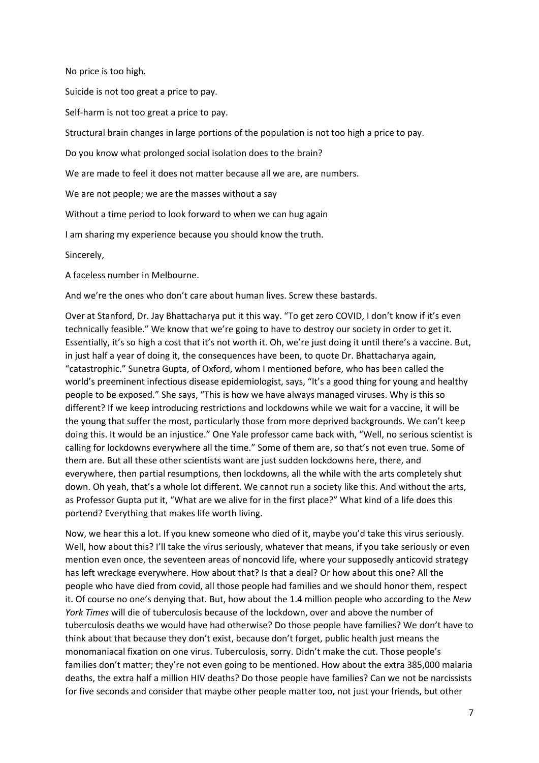No price is too high.

Suicide is not too great a price to pay.

Self-harm is not too great a price to pay.

Structural brain changes in large portions of the population is not too high a price to pay.

Do you know what prolonged social isolation does to the brain?

We are made to feel it does not matter because all we are, are numbers.

We are not people; we are the masses without a say

Without a time period to look forward to when we can hug again

I am sharing my experience because you should know the truth.

Sincerely,

A faceless number in Melbourne.

And we're the ones who don't care about human lives. Screw these bastards.

Over at Stanford, Dr. Jay Bhattacharya put it this way. "To get zero COVID, I don't know if it's even technically feasible." We know that we're going to have to destroy our society in order to get it. Essentially, it's so high a cost that it's not worth it. Oh, we're just doing it until there's a vaccine. But, in just half a year of doing it, the consequences have been, to quote Dr. Bhattacharya again, "catastrophic." Sunetra Gupta, of Oxford, whom I mentioned before, who has been called the world's preeminent infectious disease epidemiologist, says, "It's a good thing for young and healthy people to be exposed." She says, "This is how we have always managed viruses. Why is this so different? If we keep introducing restrictions and lockdowns while we wait for a vaccine, it will be the young that suffer the most, particularly those from more deprived backgrounds. We can't keep doing this. It would be an injustice." One Yale professor came back with, "Well, no serious scientist is calling for lockdowns everywhere all the time." Some of them are, so that's not even true. Some of them are. But all these other scientists want are just sudden lockdowns here, there, and everywhere, then partial resumptions, then lockdowns, all the while with the arts completely shut down. Oh yeah, that's a whole lot different. We cannot run a society like this. And without the arts, as Professor Gupta put it, "What are we alive for in the first place?" What kind of a life does this portend? Everything that makes life worth living.

Now, we hear this a lot. If you knew someone who died of it, maybe you'd take this virus seriously. Well, how about this? I'll take the virus seriously, whatever that means, if you take seriously or even mention even once, the seventeen areas of noncovid life, where your supposedly anticovid strategy has left wreckage everywhere. How about that? Is that a deal? Or how about this one? All the people who have died from covid, all those people had families and we should honor them, respect it. Of course no one's denying that. But, how about the 1.4 million people who according to the *New York Times* will die of tuberculosis because of the lockdown, over and above the number of tuberculosis deaths we would have had otherwise? Do those people have families? We don't have to think about that because they don't exist, because don't forget, public health just means the monomaniacal fixation on one virus. Tuberculosis, sorry. Didn't make the cut. Those people's families don't matter; they're not even going to be mentioned. How about the extra 385,000 malaria deaths, the extra half a million HIV deaths? Do those people have families? Can we not be narcissists for five seconds and consider that maybe other people matter too, not just your friends, but other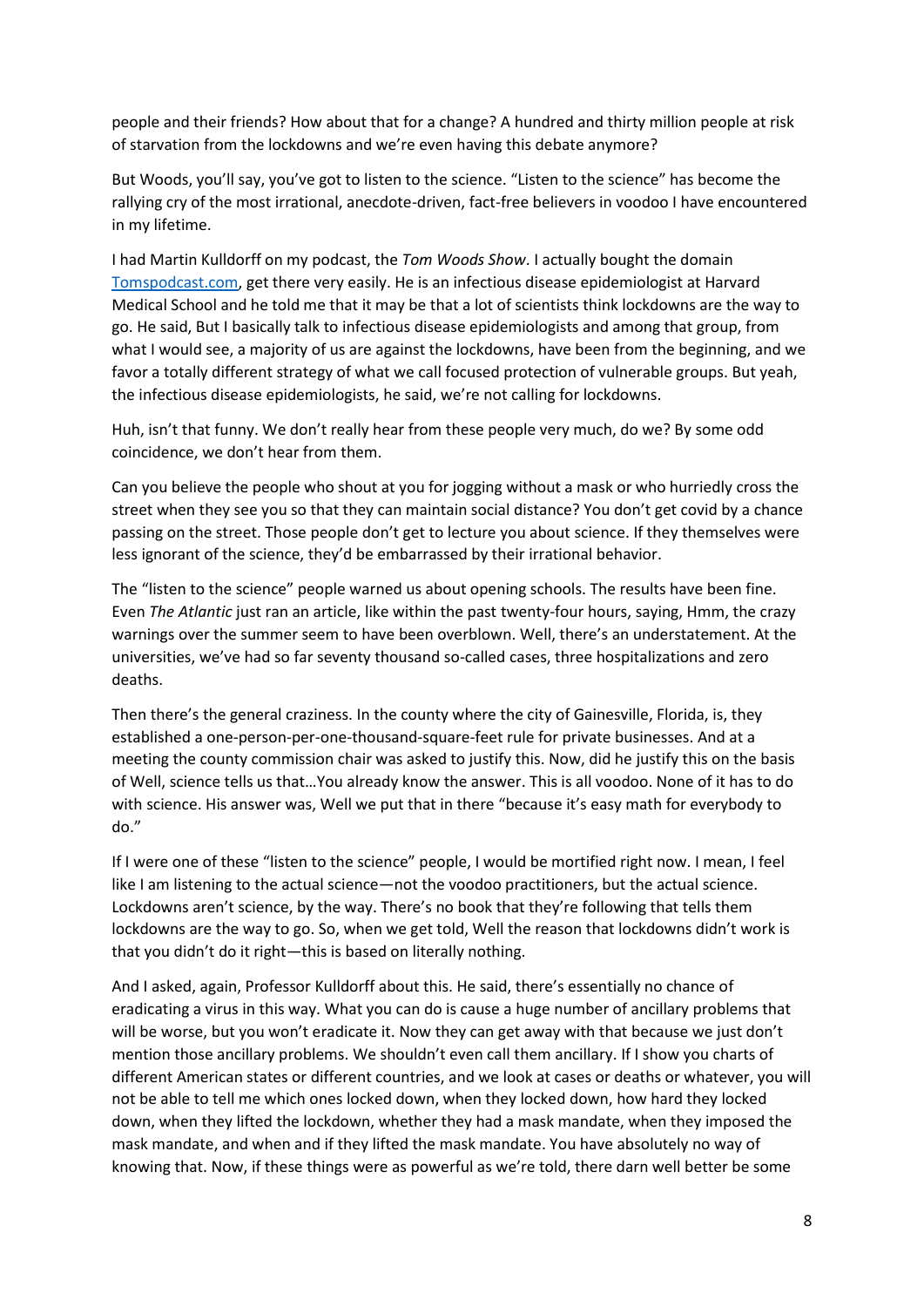people and their friends? How about that for a change? A hundred and thirty million people at risk of starvation from the lockdowns and we're even having this debate anymore?

But Woods, you'll say, you've got to listen to the science. "Listen to the science" has become the rallying cry of the most irrational, anecdote-driven, fact-free believers in voodoo I have encountered in my lifetime.

I had Martin Kulldorff on my podcast, the *Tom Woods Show*. I actually bought the domain [Tomspodcast.com](Tomspodcast.com), get there very easily. He is an infectious disease epidemiologist at Harvard Medical School and he told me that it may be that a lot of scientists think lockdowns are the way to go. He said, But I basically talk to infectious disease epidemiologists and among that group, from what I would see, a majority of us are against the lockdowns, have been from the beginning, and we favor a totally different strategy of what we call focused protection of vulnerable groups. But yeah, the infectious disease epidemiologists, he said, we're not calling for lockdowns.

Huh, isn't that funny. We don't really hear from these people very much, do we? By some odd coincidence, we don't hear from them.

Can you believe the people who shout at you for jogging without a mask or who hurriedly cross the street when they see you so that they can maintain social distance? You don't get covid by a chance passing on the street. Those people don't get to lecture you about science. If they themselves were less ignorant of the science, they'd be embarrassed by their irrational behavior.

The "listen to the science" people warned us about opening schools. The results have been fine. Even *The Atlantic* just ran an article, like within the past twenty-four hours, saying, Hmm, the crazy warnings over the summer seem to have been overblown. Well, there's an understatement. At the universities, we've had so far seventy thousand so-called cases, three hospitalizations and zero deaths.

Then there's the general craziness. In the county where the city of Gainesville, Florida, is, they established a one-person-per-one-thousand-square-feet rule for private businesses. And at a meeting the county commission chair was asked to justify this. Now, did he justify this on the basis of Well, science tells us that…You already know the answer. This is all voodoo. None of it has to do with science. His answer was, Well we put that in there "because it's easy math for everybody to do."

If I were one of these "listen to the science" people, I would be mortified right now. I mean, I feel like I am listening to the actual science—not the voodoo practitioners, but the actual science. Lockdowns aren't science, by the way. There's no book that they're following that tells them lockdowns are the way to go. So, when we get told, Well the reason that lockdowns didn't work is that you didn't do it right—this is based on literally nothing.

And I asked, again, Professor Kulldorff about this. He said, there's essentially no chance of eradicating a virus in this way. What you can do is cause a huge number of ancillary problems that will be worse, but you won't eradicate it. Now they can get away with that because we just don't mention those ancillary problems. We shouldn't even call them ancillary. If I show you charts of different American states or different countries, and we look at cases or deaths or whatever, you will not be able to tell me which ones locked down, when they locked down, how hard they locked down, when they lifted the lockdown, whether they had a mask mandate, when they imposed the mask mandate, and when and if they lifted the mask mandate. You have absolutely no way of knowing that. Now, if these things were as powerful as we're told, there darn well better be some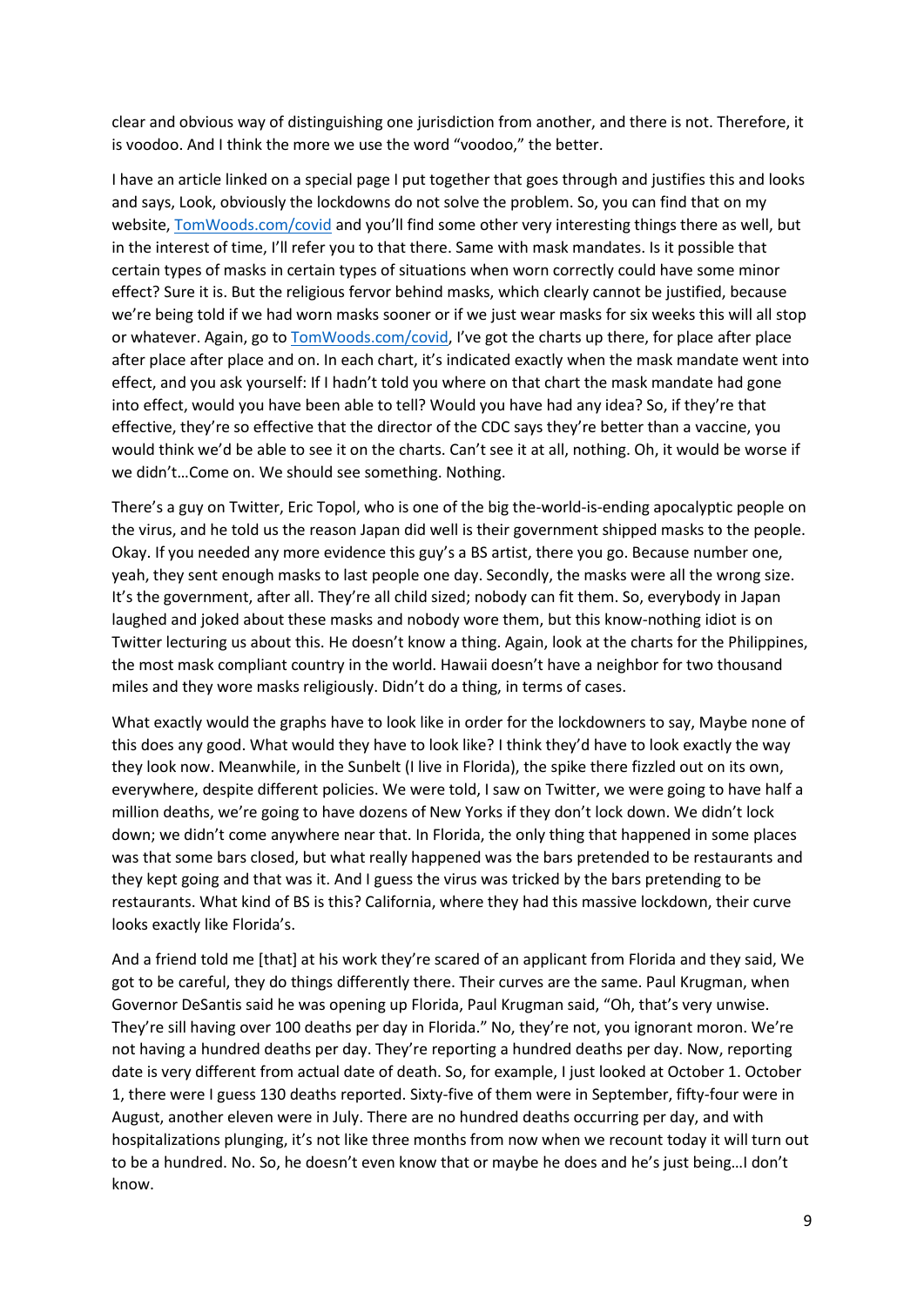clear and obvious way of distinguishing one jurisdiction from another, and there is not. Therefore, it is voodoo. And I think the more we use the word "voodoo," the better.

I have an article linked on a special page I put together that goes through and justifies this and looks and says, Look, obviously the lockdowns do not solve the problem. So, you can find that on my website, [TomWoods.com/covid](TomWoods.com/covid) and you'll find some other very interesting things there as well, but in the interest of time, I'll refer you to that there. Same with mask mandates. Is it possible that certain types of masks in certain types of situations when worn correctly could have some minor effect? Sure it is. But the religious fervor behind masks, which clearly cannot be justified, because we're being told if we had worn masks sooner or if we just wear masks for six weeks this will all stop or whatever. Again, go to [TomWoods.com/covid](TomWoods.com/covid), I've got the charts up there, for place after place after place after place and on. In each chart, it's indicated exactly when the mask mandate went into effect, and you ask yourself: If I hadn't told you where on that chart the mask mandate had gone into effect, would you have been able to tell? Would you have had any idea? So, if they're that effective, they're so effective that the director of the CDC says they're better than a vaccine, you would think we'd be able to see it on the charts. Can't see it at all, nothing. Oh, it would be worse if we didn't…Come on. We should see something. Nothing.

There's a guy on Twitter, Eric Topol, who is one of the big the-world-is-ending apocalyptic people on the virus, and he told us the reason Japan did well is their government shipped masks to the people. Okay. If you needed any more evidence this guy's a BS artist, there you go. Because number one, yeah, they sent enough masks to last people one day. Secondly, the masks were all the wrong size. It's the government, after all. They're all child sized; nobody can fit them. So, everybody in Japan laughed and joked about these masks and nobody wore them, but this know-nothing idiot is on Twitter lecturing us about this. He doesn't know a thing. Again, look at the charts for the Philippines, the most mask compliant country in the world. Hawaii doesn't have a neighbor for two thousand miles and they wore masks religiously. Didn't do a thing, in terms of cases.

What exactly would the graphs have to look like in order for the lockdowners to say, Maybe none of this does any good. What would they have to look like? I think they'd have to look exactly the way they look now. Meanwhile, in the Sunbelt (I live in Florida), the spike there fizzled out on its own, everywhere, despite different policies. We were told, I saw on Twitter, we were going to have half a million deaths, we're going to have dozens of New Yorks if they don't lock down. We didn't lock down; we didn't come anywhere near that. In Florida, the only thing that happened in some places was that some bars closed, but what really happened was the bars pretended to be restaurants and they kept going and that was it. And I guess the virus was tricked by the bars pretending to be restaurants. What kind of BS is this? California, where they had this massive lockdown, their curve looks exactly like Florida's.

And a friend told me [that] at his work they're scared of an applicant from Florida and they said, We got to be careful, they do things differently there. Their curves are the same. Paul Krugman, when Governor DeSantis said he was opening up Florida, Paul Krugman said, "Oh, that's very unwise. They're sill having over 100 deaths per day in Florida." No, they're not, you ignorant moron. We're not having a hundred deaths per day. They're reporting a hundred deaths per day. Now, reporting date is very different from actual date of death. So, for example, I just looked at October 1. October 1, there were I guess 130 deaths reported. Sixty-five of them were in September, fifty-four were in August, another eleven were in July. There are no hundred deaths occurring per day, and with hospitalizations plunging, it's not like three months from now when we recount today it will turn out to be a hundred. No. So, he doesn't even know that or maybe he does and he's just being…I don't know.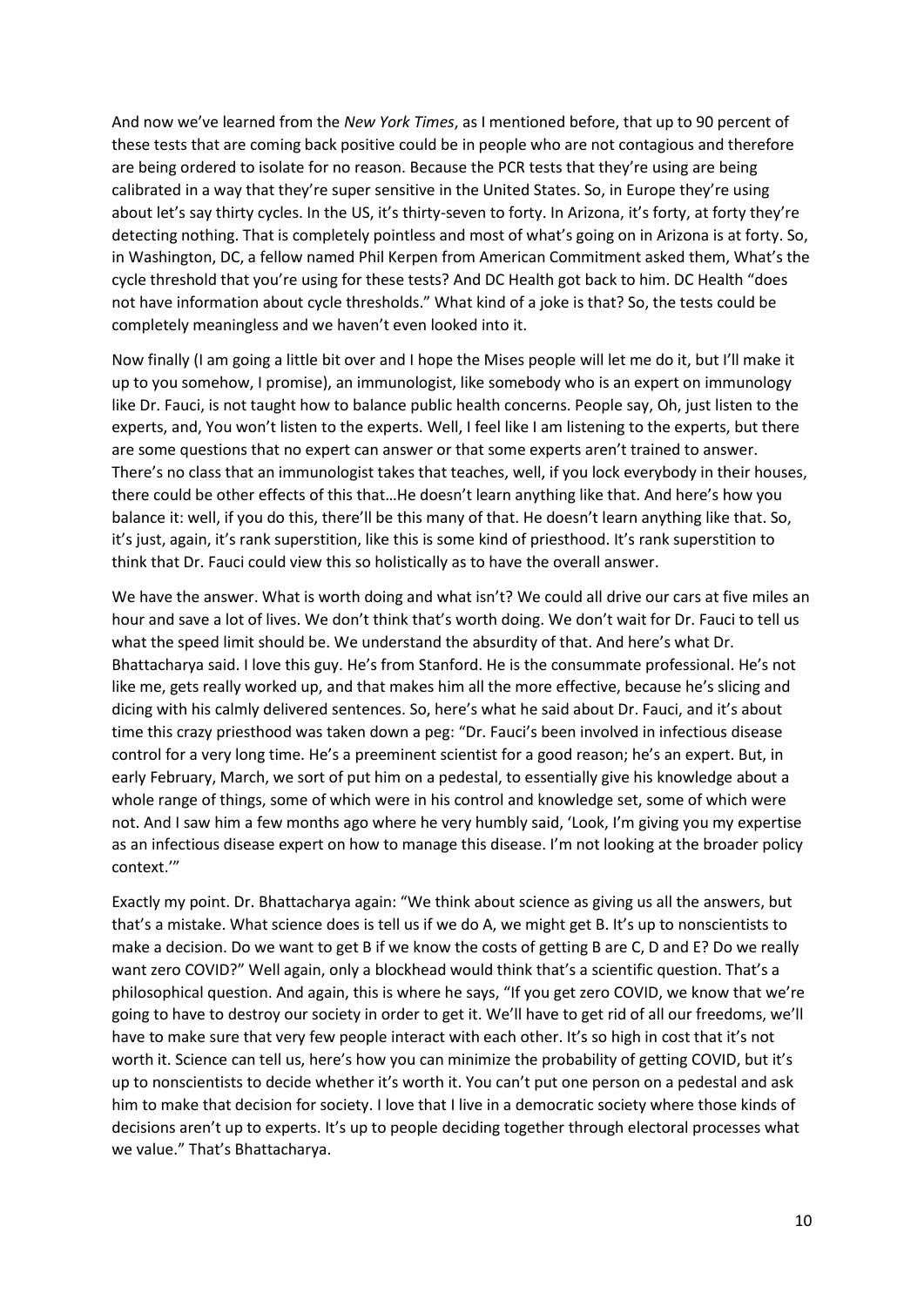And now we've learned from the *New York Times*, as I mentioned before, that up to 90 percent of these tests that are coming back positive could be in people who are not contagious and therefore are being ordered to isolate for no reason. Because the PCR tests that they're using are being calibrated in a way that they're super sensitive in the United States. So, in Europe they're using about let's say thirty cycles. In the US, it's thirty-seven to forty. In Arizona, it's forty, at forty they're detecting nothing. That is completely pointless and most of what's going on in Arizona is at forty. So, in Washington, DC, a fellow named Phil Kerpen from American Commitment asked them, What's the cycle threshold that you're using for these tests? And DC Health got back to him. DC Health "does not have information about cycle thresholds." What kind of a joke is that? So, the tests could be completely meaningless and we haven't even looked into it.

Now finally (I am going a little bit over and I hope the Mises people will let me do it, but I'll make it up to you somehow, I promise), an immunologist, like somebody who is an expert on immunology like Dr. Fauci, is not taught how to balance public health concerns. People say, Oh, just listen to the experts, and, You won't listen to the experts. Well, I feel like I am listening to the experts, but there are some questions that no expert can answer or that some experts aren't trained to answer. There's no class that an immunologist takes that teaches, well, if you lock everybody in their houses, there could be other effects of this that…He doesn't learn anything like that. And here's how you balance it: well, if you do this, there'll be this many of that. He doesn't learn anything like that. So, it's just, again, it's rank superstition, like this is some kind of priesthood. It's rank superstition to think that Dr. Fauci could view this so holistically as to have the overall answer.

We have the answer. What is worth doing and what isn't? We could all drive our cars at five miles an hour and save a lot of lives. We don't think that's worth doing. We don't wait for Dr. Fauci to tell us what the speed limit should be. We understand the absurdity of that. And here's what Dr. Bhattacharya said. I love this guy. He's from Stanford. He is the consummate professional. He's not like me, gets really worked up, and that makes him all the more effective, because he's slicing and dicing with his calmly delivered sentences. So, here's what he said about Dr. Fauci, and it's about time this crazy priesthood was taken down a peg: "Dr. Fauci's been involved in infectious disease control for a very long time. He's a preeminent scientist for a good reason; he's an expert. But, in early February, March, we sort of put him on a pedestal, to essentially give his knowledge about a whole range of things, some of which were in his control and knowledge set, some of which were not. And I saw him a few months ago where he very humbly said, 'Look, I'm giving you my expertise as an infectious disease expert on how to manage this disease. I'm not looking at the broader policy context.'"

Exactly my point. Dr. Bhattacharya again: "We think about science as giving us all the answers, but that's a mistake. What science does is tell us if we do A, we might get B. It's up to nonscientists to make a decision. Do we want to get B if we know the costs of getting B are C, D and E? Do we really want zero COVID?" Well again, only a blockhead would think that's a scientific question. That's a philosophical question. And again, this is where he says, "If you get zero COVID, we know that we're going to have to destroy our society in order to get it. We'll have to get rid of all our freedoms, we'll have to make sure that very few people interact with each other. It's so high in cost that it's not worth it. Science can tell us, here's how you can minimize the probability of getting COVID, but it's up to nonscientists to decide whether it's worth it. You can't put one person on a pedestal and ask him to make that decision for society. I love that I live in a democratic society where those kinds of decisions aren't up to experts. It's up to people deciding together through electoral processes what we value." That's Bhattacharya.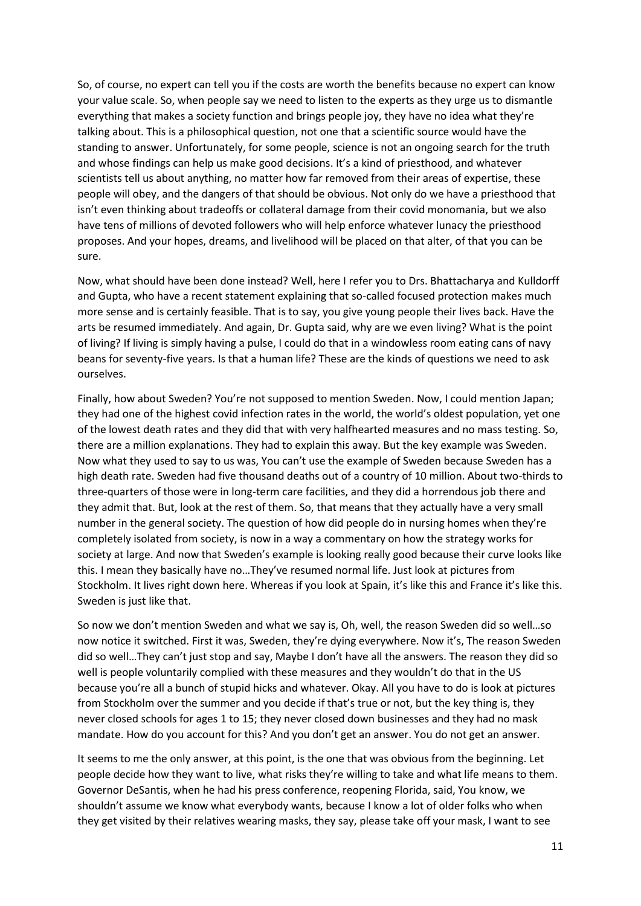So, of course, no expert can tell you if the costs are worth the benefits because no expert can know your value scale. So, when people say we need to listen to the experts as they urge us to dismantle everything that makes a society function and brings people joy, they have no idea what they're talking about. This is a philosophical question, not one that a scientific source would have the standing to answer. Unfortunately, for some people, science is not an ongoing search for the truth and whose findings can help us make good decisions. It's a kind of priesthood, and whatever scientists tell us about anything, no matter how far removed from their areas of expertise, these people will obey, and the dangers of that should be obvious. Not only do we have a priesthood that isn't even thinking about tradeoffs or collateral damage from their covid monomania, but we also have tens of millions of devoted followers who will help enforce whatever lunacy the priesthood proposes. And your hopes, dreams, and livelihood will be placed on that alter, of that you can be sure.

Now, what should have been done instead? Well, here I refer you to Drs. Bhattacharya and Kulldorff and Gupta, who have a recent statement explaining that so-called focused protection makes much more sense and is certainly feasible. That is to say, you give young people their lives back. Have the arts be resumed immediately. And again, Dr. Gupta said, why are we even living? What is the point of living? If living is simply having a pulse, I could do that in a windowless room eating cans of navy beans for seventy-five years. Is that a human life? These are the kinds of questions we need to ask ourselves.

Finally, how about Sweden? You're not supposed to mention Sweden. Now, I could mention Japan; they had one of the highest covid infection rates in the world, the world's oldest population, yet one of the lowest death rates and they did that with very halfhearted measures and no mass testing. So, there are a million explanations. They had to explain this away. But the key example was Sweden. Now what they used to say to us was, You can't use the example of Sweden because Sweden has a high death rate. Sweden had five thousand deaths out of a country of 10 million. About two-thirds to three-quarters of those were in long-term care facilities, and they did a horrendous job there and they admit that. But, look at the rest of them. So, that means that they actually have a very small number in the general society. The question of how did people do in nursing homes when they're completely isolated from society, is now in a way a commentary on how the strategy works for society at large. And now that Sweden's example is looking really good because their curve looks like this. I mean they basically have no…They've resumed normal life. Just look at pictures from Stockholm. It lives right down here. Whereas if you look at Spain, it's like this and France it's like this. Sweden is just like that.

So now we don't mention Sweden and what we say is, Oh, well, the reason Sweden did so well…so now notice it switched. First it was, Sweden, they're dying everywhere. Now it's, The reason Sweden did so well…They can't just stop and say, Maybe I don't have all the answers. The reason they did so well is people voluntarily complied with these measures and they wouldn't do that in the US because you're all a bunch of stupid hicks and whatever. Okay. All you have to do is look at pictures from Stockholm over the summer and you decide if that's true or not, but the key thing is, they never closed schools for ages 1 to 15; they never closed down businesses and they had no mask mandate. How do you account for this? And you don't get an answer. You do not get an answer.

It seems to me the only answer, at this point, is the one that was obvious from the beginning. Let people decide how they want to live, what risks they're willing to take and what life means to them. Governor DeSantis, when he had his press conference, reopening Florida, said, You know, we shouldn't assume we know what everybody wants, because I know a lot of older folks who when they get visited by their relatives wearing masks, they say, please take off your mask, I want to see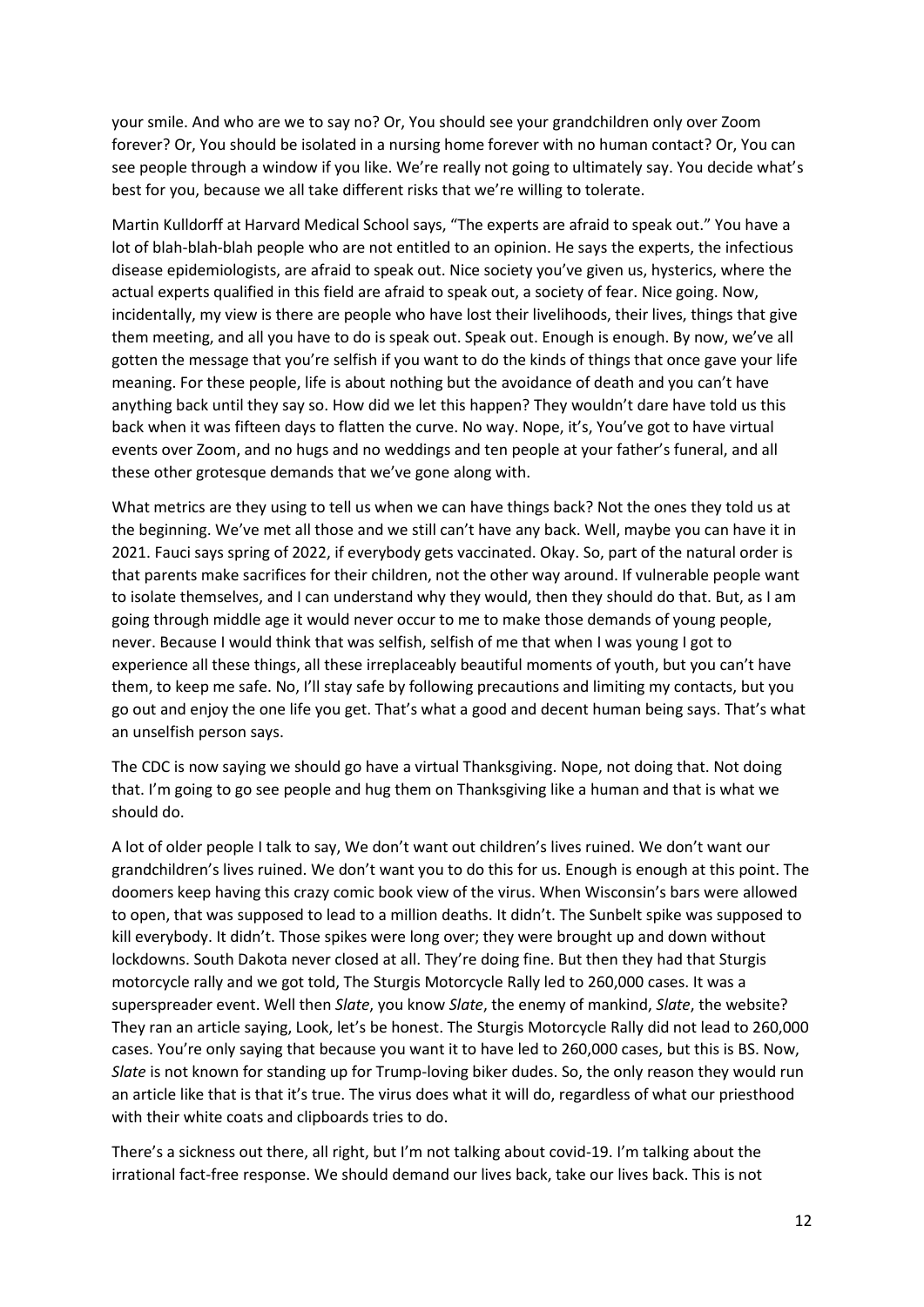your smile. And who are we to say no? Or, You should see your grandchildren only over Zoom forever? Or, You should be isolated in a nursing home forever with no human contact? Or, You can see people through a window if you like. We're really not going to ultimately say. You decide what's best for you, because we all take different risks that we're willing to tolerate.

Martin Kulldorff at Harvard Medical School says, "The experts are afraid to speak out." You have a lot of blah-blah-blah people who are not entitled to an opinion. He says the experts, the infectious disease epidemiologists, are afraid to speak out. Nice society you've given us, hysterics, where the actual experts qualified in this field are afraid to speak out, a society of fear. Nice going. Now, incidentally, my view is there are people who have lost their livelihoods, their lives, things that give them meeting, and all you have to do is speak out. Speak out. Enough is enough. By now, we've all gotten the message that you're selfish if you want to do the kinds of things that once gave your life meaning. For these people, life is about nothing but the avoidance of death and you can't have anything back until they say so. How did we let this happen? They wouldn't dare have told us this back when it was fifteen days to flatten the curve. No way. Nope, it's, You've got to have virtual events over Zoom, and no hugs and no weddings and ten people at your father's funeral, and all these other grotesque demands that we've gone along with.

What metrics are they using to tell us when we can have things back? Not the ones they told us at the beginning. We've met all those and we still can't have any back. Well, maybe you can have it in 2021. Fauci says spring of 2022, if everybody gets vaccinated. Okay. So, part of the natural order is that parents make sacrifices for their children, not the other way around. If vulnerable people want to isolate themselves, and I can understand why they would, then they should do that. But, as I am going through middle age it would never occur to me to make those demands of young people, never. Because I would think that was selfish, selfish of me that when I was young I got to experience all these things, all these irreplaceably beautiful moments of youth, but you can't have them, to keep me safe. No, I'll stay safe by following precautions and limiting my contacts, but you go out and enjoy the one life you get. That's what a good and decent human being says. That's what an unselfish person says.

The CDC is now saying we should go have a virtual Thanksgiving. Nope, not doing that. Not doing that. I'm going to go see people and hug them on Thanksgiving like a human and that is what we should do.

A lot of older people I talk to say, We don't want out children's lives ruined. We don't want our grandchildren's lives ruined. We don't want you to do this for us. Enough is enough at this point. The doomers keep having this crazy comic book view of the virus. When Wisconsin's bars were allowed to open, that was supposed to lead to a million deaths. It didn't. The Sunbelt spike was supposed to kill everybody. It didn't. Those spikes were long over; they were brought up and down without lockdowns. South Dakota never closed at all. They're doing fine. But then they had that Sturgis motorcycle rally and we got told, The Sturgis Motorcycle Rally led to 260,000 cases. It was a superspreader event. Well then *Slate*, you know *Slate*, the enemy of mankind, *Slate*, the website? They ran an article saying, Look, let's be honest. The Sturgis Motorcycle Rally did not lead to 260,000 cases. You're only saying that because you want it to have led to 260,000 cases, but this is BS. Now, *Slate* is not known for standing up for Trump-loving biker dudes. So, the only reason they would run an article like that is that it's true. The virus does what it will do, regardless of what our priesthood with their white coats and clipboards tries to do.

There's a sickness out there, all right, but I'm not talking about covid-19. I'm talking about the irrational fact-free response. We should demand our lives back, take our lives back. This is not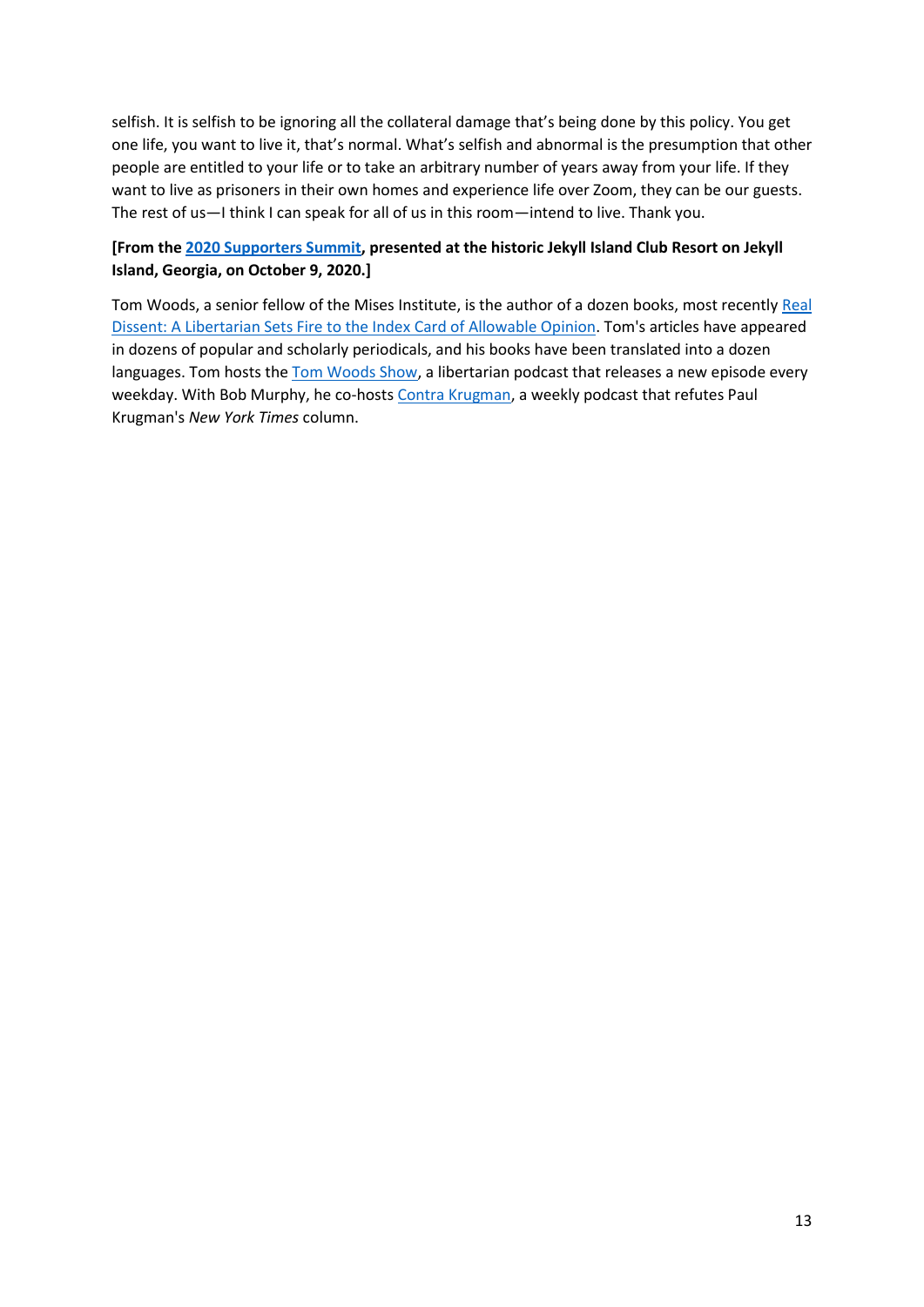selfish. It is selfish to be ignoring all the collateral damage that's being done by this policy. You get one life, you want to live it, that's normal. What's selfish and abnormal is the presumption that other people are entitled to your life or to take an arbitrary number of years away from your life. If they want to live as prisoners in their own homes and experience life over Zoom, they can be our guests. The rest of us—I think I can speak for all of us in this room—intend to live. Thank you.

**[From the 2020 Supporters Summit, presented at the historic Jekyll Island Club Resort on Jekyll Island, Georgia, on October 9, 2020.]**

Tom Woods, a senior fellow of the Mises Institute, is the author of a dozen books, most recently Real Dissent: A Libertarian Sets Fire to the Index Card of Allowable Opinion. Tom's articles have appeared in dozens of popular and scholarly periodicals, and his books have been translated into a dozen languages. Tom hosts the Tom Woods Show, a libertarian podcast that releases a new episode every weekday. With Bob Murphy, he co-hosts Contra Krugman, a weekly podcast that refutes Paul Krugman's *New York Times* column.